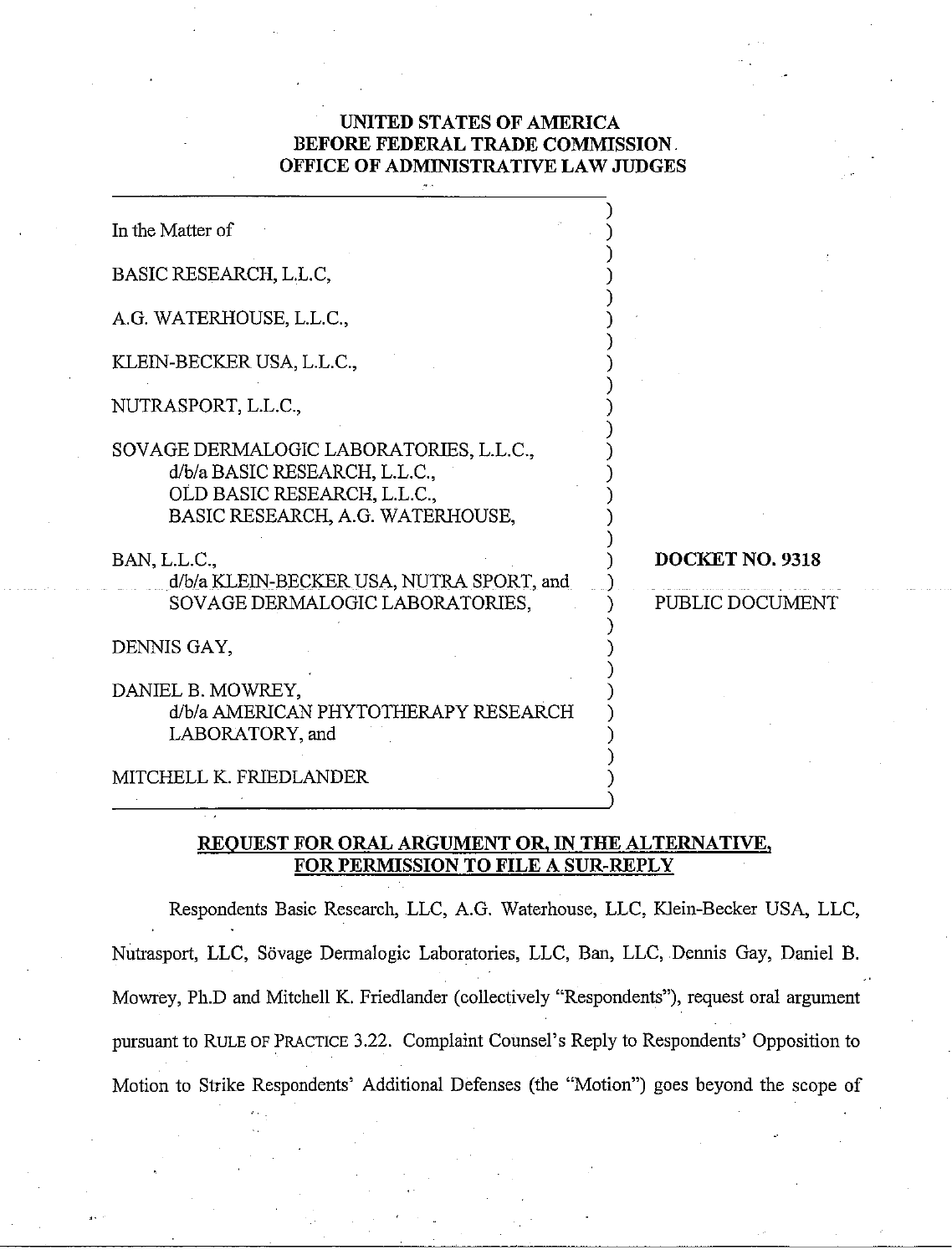**UNITED STATES OF AMERICA**
**BEFORE FEDERAL TRADE COMMISSION**
**OFFICE OF ADMINISTRATIVE LAW JUDGES**

In the Matter of

BASIC RESEARCH, L.L.C,

A.G. WATERHOUSE, L.L.C.,

KLEIN-BECKER USA, L.L.C.,

NUTRASPORT, L.L.C.,

SOVAGE DERMALOGIC LABORATORIES, L.L.C.,
d/b/a BASIC RESEARCH, L.L.C.,
OLD BASIC RESEARCH, L.L.C.,
BASIC RESEARCH, A.G. WATERHOUSE,

BAN, L.L.C.,
d/b/a KLEIN-BECKER USA, NUTRA SPORT, and
SOVAGE DERMALOGIC LABORATORIES,

DENNIS GAY,

DANIEL B. MOWREY,
d/b/a AMERICAN PHYTOTHERAPY RESEARCH
LABORATORY, and

MITCHELL K. FRIEDLANDER

**DOCKET NO. 9318**

PUBLIC DOCUMENT

**REQUEST FOR ORAL ARGUMENT OR, IN THE ALTERNATIVE, FOR PERMISSION TO FILE A SUR-REPLY**

Respondents Basic Research, LLC, A.G. Waterhouse, LLC, Klein-Becker USA, LLC, Nutrasport, LLC, Sövage Dermalogic Laboratories, LLC, Ban, LLC, Dennis Gay, Daniel B. Mowrey, Ph.D and Mitchell K. Friedlander (collectively "Respondents"), request oral argument pursuant to RULE OF PRACTICE 3.22. Complaint Counsel's Reply to Respondents' Opposition to Motion to Strike Respondents' Additional Defenses (the "Motion") goes beyond the scope of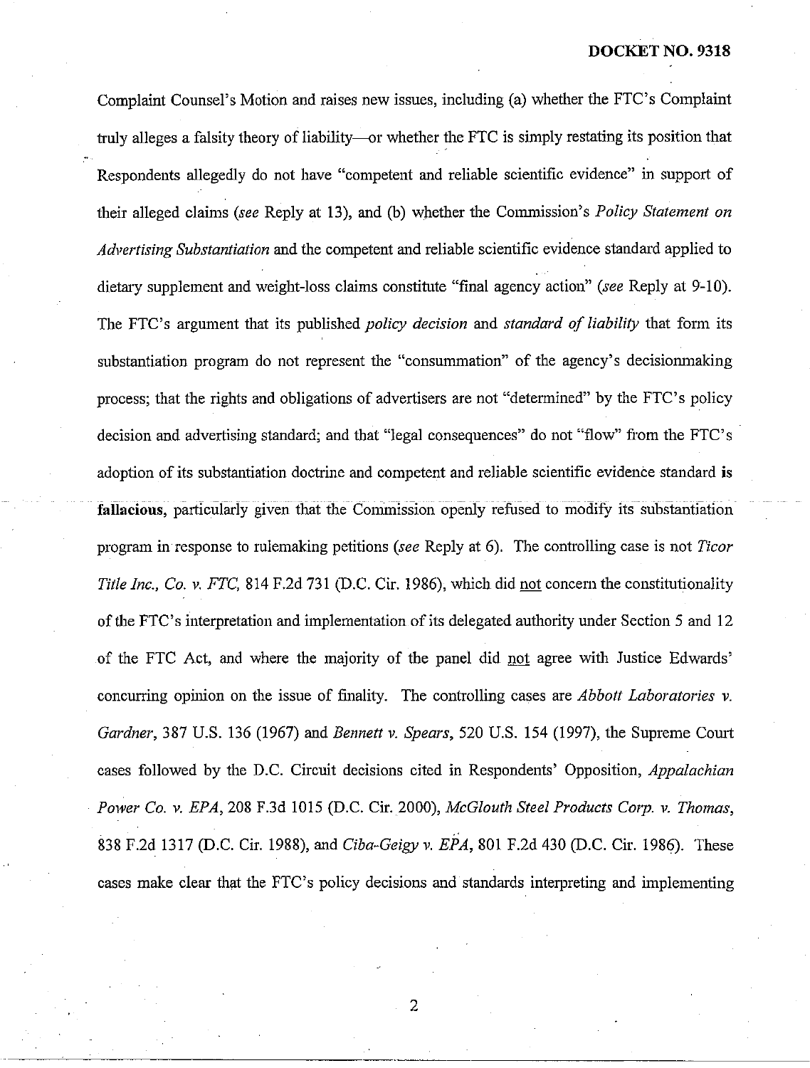Complaint Counsel's Motion and raises new issues, including (a) whether the FTC's Complaint truly alleges a falsity theory of liability—or whether the FTC is simply restating its position that Respondents allegedly do not have "competent and reliable scientific evidence" in support of their alleged claims (*see* Reply at 13), and (b) whether the Commission's *Policy Statement on Advertising Substantiation* and the competent and reliable scientific evidence standard applied to dietary supplement and weight-loss claims constitute "final agency action" (*see* Reply at 9-10). The FTC's argument that its published *policy decision* and *standard of liability* that form its substantiation program do not represent the "consummation" of the agency's decisionmaking process; that the rights and obligations of advertisers are not "determined" by the FTC's policy decision and advertising standard; and that "legal consequences" do not "flow" from the FTC's adoption of its substantiation doctrine and competent and reliable scientific evidence standard **is fallacious**, particularly given that the Commission openly refused to modify its substantiation program in response to rulemaking petitions (*see* Reply at 6). The controlling case is not *Ticor Title Inc., Co. v. FTC*, 814 F.2d 731 (D.C. Cir. 1986), which did <u>not</u> concern the constitutionality of the FTC's interpretation and implementation of its delegated authority under Section 5 and 12 of the FTC Act, and where the majority of the panel did <u>not</u> agree with Justice Edwards' concurring opinion on the issue of finality. The controlling cases are *Abbott Laboratories v. Gardner*, 387 U.S. 136 (1967) and *Bennett v. Spears*, 520 U.S. 154 (1997), the Supreme Court cases followed by the D.C. Circuit decisions cited in Respondents' Opposition, *Appalachian Power Co. v. EPA*, 208 F.3d 1015 (D.C. Cir. 2000), *McGlouth Steel Products Corp. v. Thomas*, 838 F.2d 1317 (D.C. Cir. 1988), and *Ciba-Geigy v. EPA*, 801 F.2d 430 (D.C. Cir. 1986). These cases make clear that the FTC's policy decisions and standards interpreting and implementing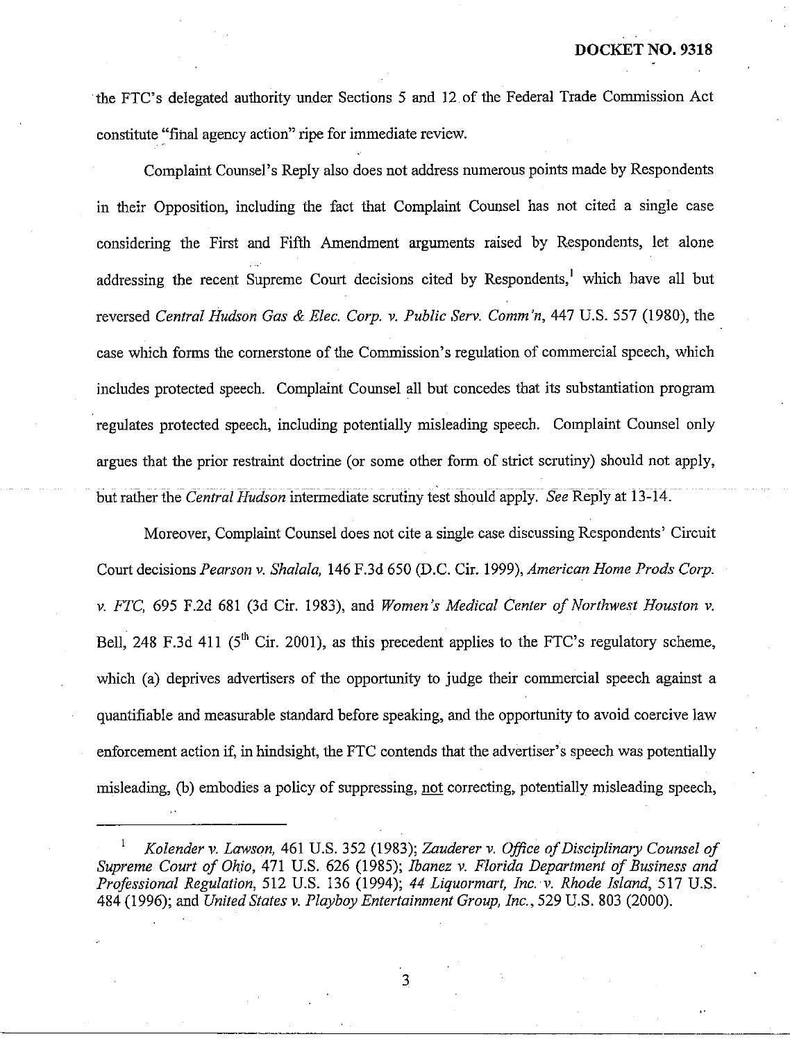the FTC's delegated authority under Sections 5 and 12 of the Federal Trade Commission Act constitute "final agency action" ripe for immediate review.

Complaint Counsel's Reply also does not address numerous points made by Respondents in their Opposition, including the fact that Complaint Counsel has not cited a single case considering the First and Fifth Amendment arguments raised by Respondents, let alone addressing the recent Supreme Court decisions cited by Respondents,[1] which have all but reversed *Central Hudson Gas & Elec. Corp. v. Public Serv. Comm'n*, 447 U.S. 557 (1980), the case which forms the cornerstone of the Commission's regulation of commercial speech, which includes protected speech. Complaint Counsel all but concedes that its substantiation program regulates protected speech, including potentially misleading speech. Complaint Counsel only argues that the prior restraint doctrine (or some other form of strict scrutiny) should not apply, but rather the *Central Hudson* intermediate scrutiny test should apply. *See* Reply at 13-14.

Moreover, Complaint Counsel does not cite a single case discussing Respondents' Circuit Court decisions *Pearson v. Shalala,* 146 F.3d 650 (D.C. Cir. 1999), *American Home Prods Corp. v. FTC,* 695 F.2d 681 (3d Cir. 1983), and *Women's Medical Center of Northwest Houston v.* Bell, 248 F.3d 411 (5th Cir. 2001), as this precedent applies to the FTC's regulatory scheme, which (a) deprives advertisers of the opportunity to judge their commercial speech against a quantifiable and measurable standard before speaking, and the opportunity to avoid coercive law enforcement action if, in hindsight, the FTC contends that the advertiser's speech was potentially misleading, (b) embodies a policy of suppressing, not correcting, potentially misleading speech,

---

[1] *Kolender v. Lawson,* 461 U.S. 352 (1983); *Zauderer v. Office of Disciplinary Counsel of Supreme Court of Ohio*, 471 U.S. 626 (1985); *Ibanez v. Florida Department of Business and Professional Regulation*, 512 U.S. 136 (1994); *44 Liquormart, Inc. v. Rhode Island*, 517 U.S. 484 (1996); and *United States v. Playboy Entertainment Group, Inc.*, 529 U.S. 803 (2000).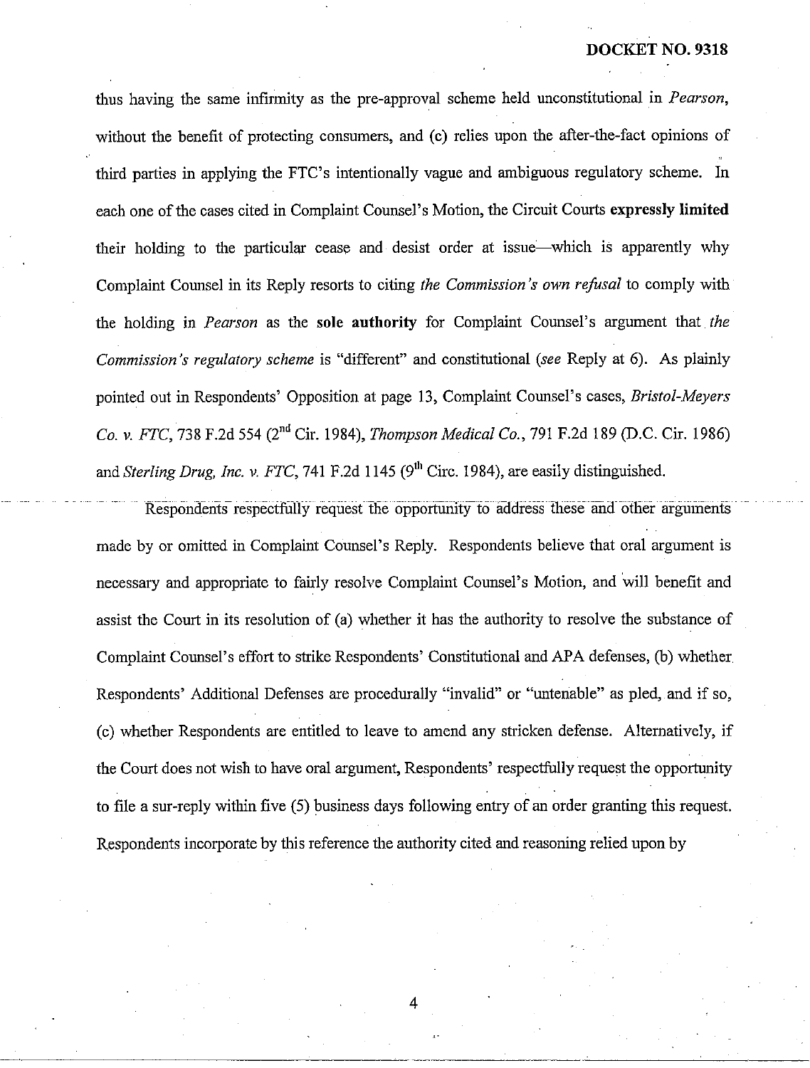thus having the same infirmity as the pre-approval scheme held unconstitutional in *Pearson*, without the benefit of protecting consumers, and (c) relies upon the after-the-fact opinions of third parties in applying the FTC's intentionally vague and ambiguous regulatory scheme. In each one of the cases cited in Complaint Counsel's Motion, the Circuit Courts **expressly limited** their holding to the particular cease and desist order at issue—which is apparently why Complaint Counsel in its Reply resorts to citing *the Commission's own refusal* to comply with the holding in *Pearson* as the **sole authority** for Complaint Counsel's argument that *the Commission's regulatory scheme* is "different" and constitutional (*see* Reply at 6). As plainly pointed out in Respondents' Opposition at page 13, Complaint Counsel's cases, *Bristol-Meyers Co. v. FTC*, 738 F.2d 554 (2nd Cir. 1984), *Thompson Medical Co.*, 791 F.2d 189 (D.C. Cir. 1986) and *Sterling Drug, Inc. v. FTC*, 741 F.2d 1145 (9th Circ. 1984), are easily distinguished.

Respondents respectfully request the opportunity to address these and other arguments made by or omitted in Complaint Counsel's Reply. Respondents believe that oral argument is necessary and appropriate to fairly resolve Complaint Counsel's Motion, and will benefit and assist the Court in its resolution of (a) whether it has the authority to resolve the substance of Complaint Counsel's effort to strike Respondents' Constitutional and APA defenses, (b) whether Respondents' Additional Defenses are procedurally "invalid" or "untenable" as pled, and if so, (c) whether Respondents are entitled to leave to amend any stricken defense. Alternatively, if the Court does not wish to have oral argument, Respondents' respectfully request the opportunity to file a sur-reply within five (5) business days following entry of an order granting this request. Respondents incorporate by this reference the authority cited and reasoning relied upon by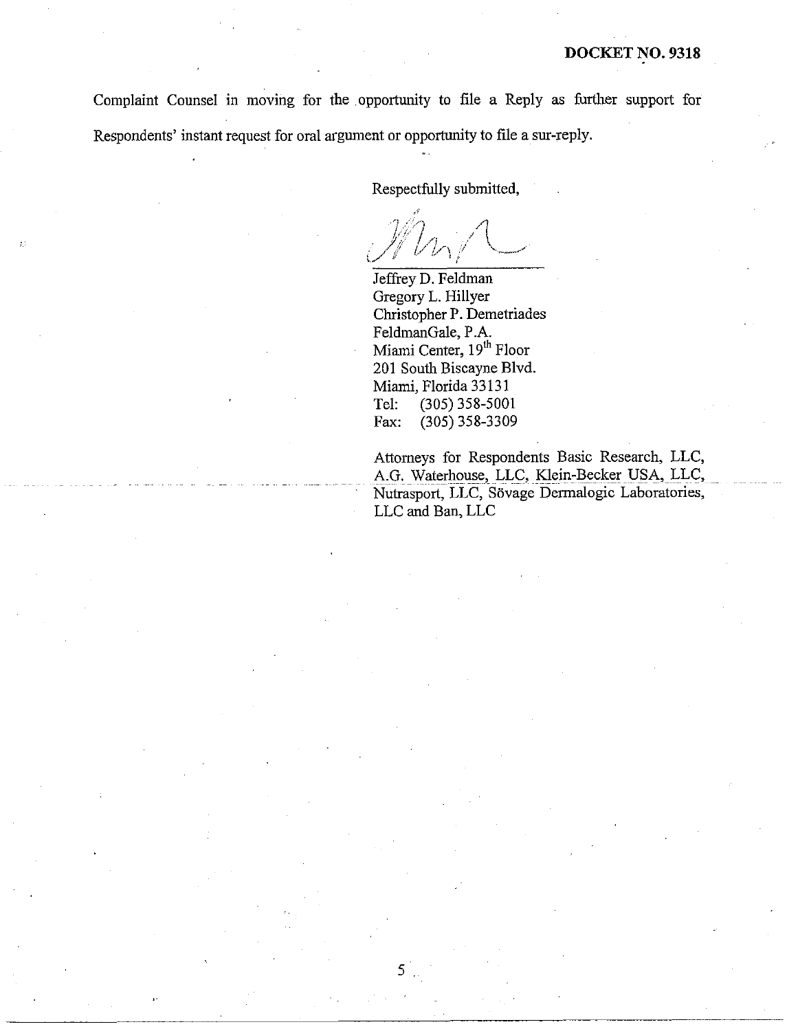Complaint Counsel in moving for the opportunity to file a Reply as further support for Respondents' instant request for oral argument or opportunity to file a sur-reply.

Respectfully submitted,

Jeffrey D. Feldman
Gregory L. Hillyer
Christopher P. Demetriades
FeldmanGale, P.A.
Miami Center, 19th Floor
201 South Biscayne Blvd.
Miami, Florida 33131
Tel: (305) 358-5001
Fax: (305) 358-3309

Attorneys for Respondents Basic Research, LLC, A.G. Waterhouse, LLC, Klein-Becker USA, LLC, Nutrasport, LLC, Sövage Dermalogic Laboratories, LLC and Ban, LLC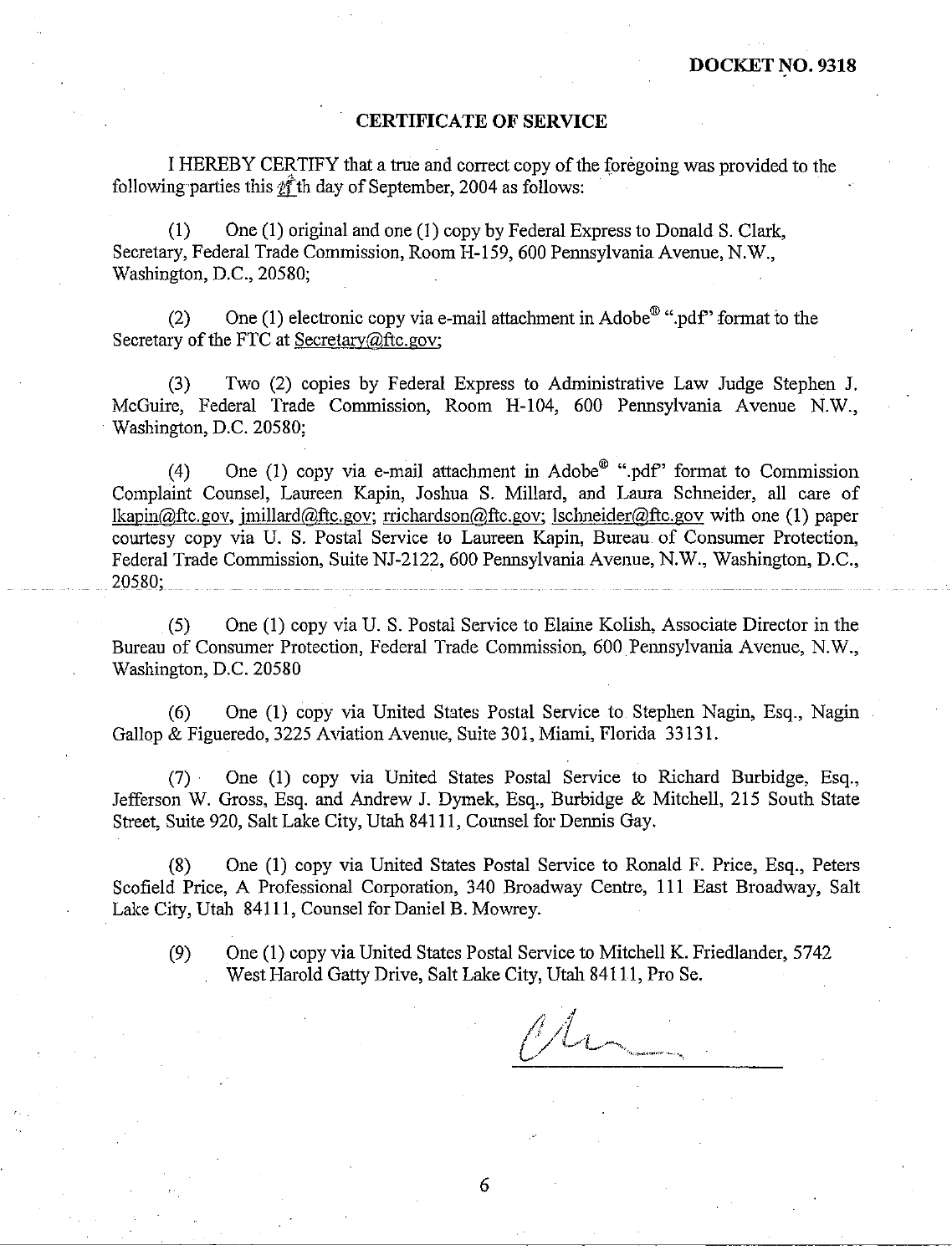**DOCKET NO. 9318**

## CERTIFICATE OF SERVICE

I HEREBY CERTIFY that a true and correct copy of the foregoing was provided to the following parties this __th day of September, 2004 as follows:

(1) One (1) original and one (1) copy by Federal Express to Donald S. Clark, Secretary, Federal Trade Commission, Room H-159, 600 Pennsylvania Avenue, N.W., Washington, D.C., 20580;

(2) One (1) electronic copy via e-mail attachment in Adobe® ".pdf" format to the Secretary of the FTC at Secretary@ftc.gov;

(3) Two (2) copies by Federal Express to Administrative Law Judge Stephen J. McGuire, Federal Trade Commission, Room H-104, 600 Pennsylvania Avenue N.W., Washington, D.C. 20580;

(4) One (1) copy via e-mail attachment in Adobe® ".pdf" format to Commission Complaint Counsel, Laureen Kapin, Joshua S. Millard, and Laura Schneider, all care of lkapin@ftc.gov, jmillard@ftc.gov; rrichardson@ftc.gov; lschneider@ftc.gov with one (1) paper courtesy copy via U. S. Postal Service to Laureen Kapin, Bureau of Consumer Protection, Federal Trade Commission, Suite NJ-2122, 600 Pennsylvania Avenue, N.W., Washington, D.C., 20580;

(5) One (1) copy via U. S. Postal Service to Elaine Kolish, Associate Director in the Bureau of Consumer Protection, Federal Trade Commission, 600 Pennsylvania Avenue, N.W., Washington, D.C. 20580

(6) One (1) copy via United States Postal Service to Stephen Nagin, Esq., Nagin Gallop & Figueredo, 3225 Aviation Avenue, Suite 301, Miami, Florida 33131.

(7) One (1) copy via United States Postal Service to Richard Burbidge, Esq., Jefferson W. Gross, Esq. and Andrew J. Dymek, Esq., Burbidge & Mitchell, 215 South State Street, Suite 920, Salt Lake City, Utah 84111, Counsel for Dennis Gay.

(8) One (1) copy via United States Postal Service to Ronald F. Price, Esq., Peters Scofield Price, A Professional Corporation, 340 Broadway Centre, 111 East Broadway, Salt Lake City, Utah 84111, Counsel for Daniel B. Mowrey.

(9) One (1) copy via United States Postal Service to Mitchell K. Friedlander, 5742 West Harold Gatty Drive, Salt Lake City, Utah 84111, Pro Se.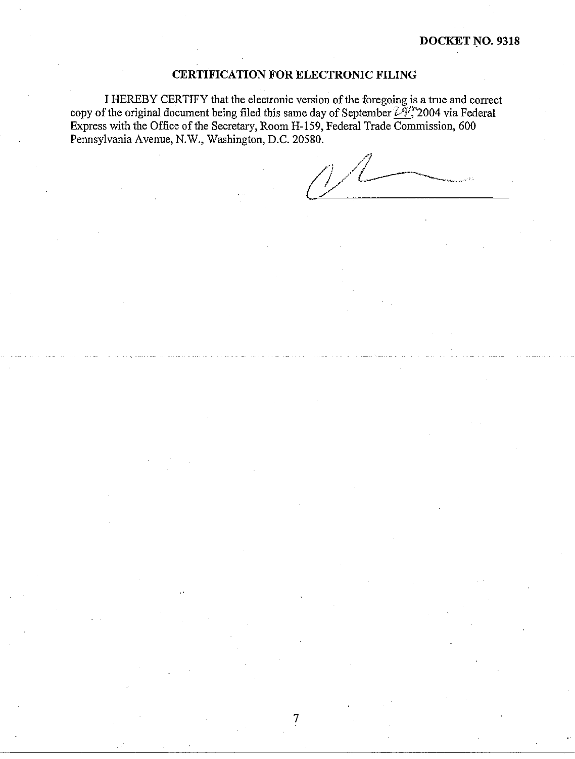**DOCKET NO. 9318**

## CERTIFICATION FOR ELECTRONIC FILING

I HEREBY CERTIFY that the electronic version of the foregoing is a true and correct copy of the original document being filed this same day of September 29, 2004 via Federal Express with the Office of the Secretary, Room H-159, Federal Trade Commission, 600 Pennsylvania Avenue, N.W., Washington, D.C. 20580.

\_\_\_\_\_\_\_\_\_\_\_\_\_\_\_\_\_\_\_\_\_\_\_\_\_\_\_\_